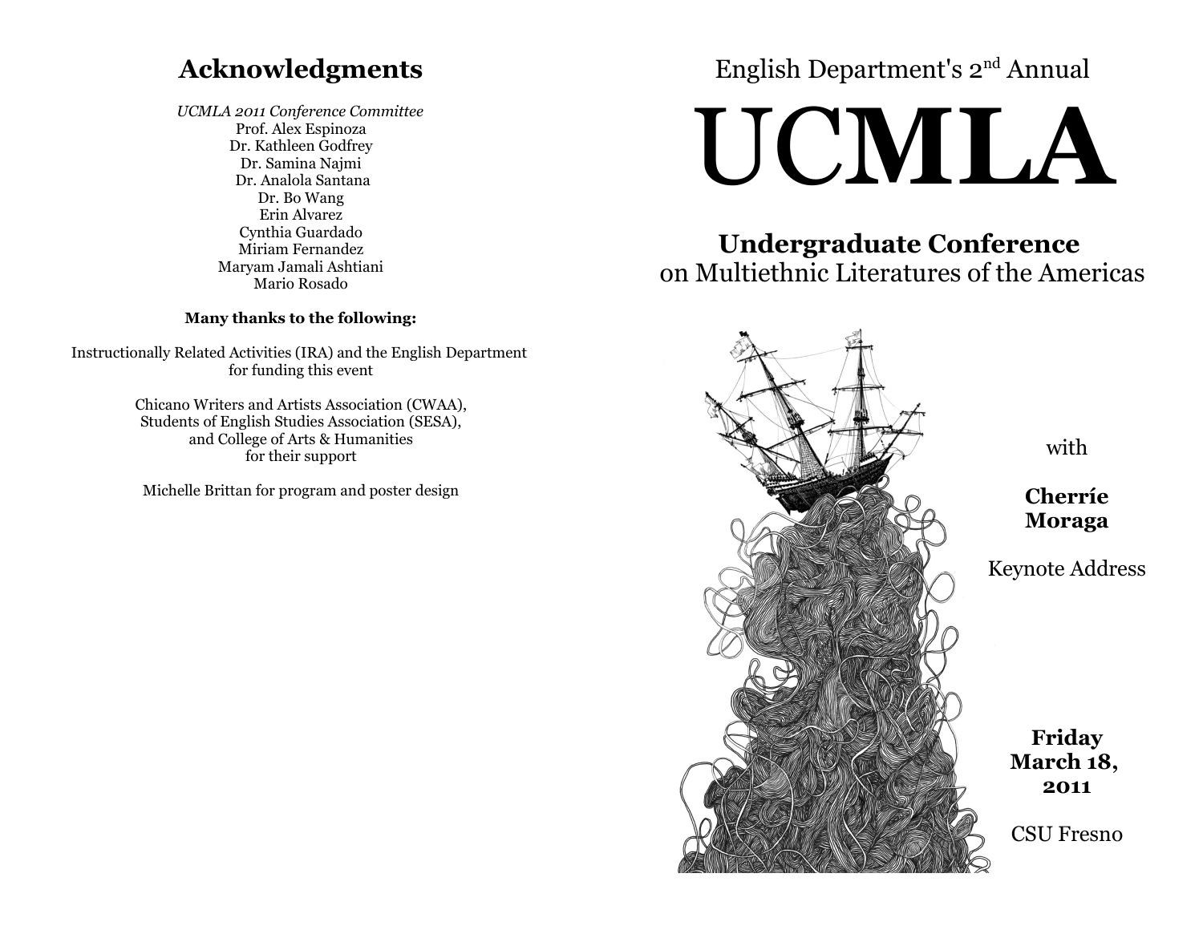## Acknowledgments

*UCMLA 2011 Conference Committee*
Prof. Alex Espinoza
Dr. Kathleen Godfrey
Dr. Samina Najmi
Dr. Analola Santana
Dr. Bo Wang
Erin Alvarez
Cynthia Guardado
Miriam Fernandez
Maryam Jamali Ashtiani
Mario Rosado

**Many thanks to the following:**

Instructionally Related Activities (IRA) and the English Department for funding this event

Chicano Writers and Artists Association (CWAA), Students of English Studies Association (SESA), and College of Arts & Humanities for their support

Michelle Brittan for program and poster design

English Department's 2nd Annual

# UCMLA

## Undergraduate Conference on Multiethnic Literatures of the Americas

with

**Cherríe Moraga**

Keynote Address

**Friday March 18, 2011**

CSU Fresno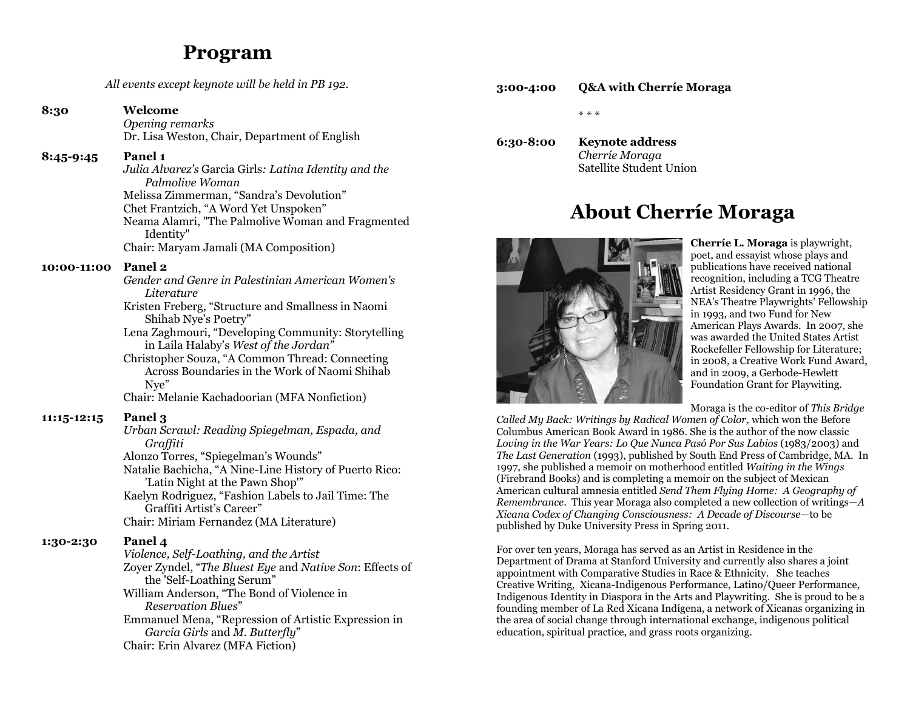# Program

*All events except keynote will be held in PB 192.*

**8:30** **Welcome**
*Opening remarks*
Dr. Lisa Weston, Chair, Department of English

**8:45-9:45** **Panel 1**
*Julia Alvarez's* Garcia Girls*: Latina Identity and the Palmolive Woman*
Melissa Zimmerman, "Sandra's Devolution"
Chet Frantzich, "A Word Yet Unspoken"
Neama Alamri, "The Palmolive Woman and Fragmented Identity"
Chair: Maryam Jamali (MA Composition)

**10:00-11:00** **Panel 2**
*Gender and Genre in Palestinian American Women's Literature*
Kristen Freberg, "Structure and Smallness in Naomi Shihab Nye's Poetry"
Lena Zaghmouri, "Developing Community: Storytelling in Laila Halaby's *West of the Jordan"*
Christopher Souza, "A Common Thread: Connecting Across Boundaries in the Work of Naomi Shihab Nye"
Chair: Melanie Kachadoorian (MFA Nonfiction)

**11:15-12:15** **Panel 3**
*Urban Scrawl: Reading Spiegelman, Espada, and Graffiti*
Alonzo Torres, "Spiegelman's Wounds"
Natalie Bachicha, "A Nine-Line History of Puerto Rico: 'Latin Night at the Pawn Shop'"
Kaelyn Rodriguez, "Fashion Labels to Jail Time: The Graffiti Artist's Career"
Chair: Miriam Fernandez (MA Literature)

**1:30-2:30** **Panel 4**
*Violence, Self-Loathing, and the Artist*
Zoyer Zyndel, "*The Bluest Eye* and *Native Son*: Effects of the 'Self-Loathing Serum"
William Anderson, "The Bond of Violence in *Reservation Blues*"
Emmanuel Mena, "Repression of Artistic Expression in *Garcia Girls* and *M. Butterfly*"
Chair: Erin Alvarez (MFA Fiction)

**3:00-4:00** **Q&A with Cherríe Moraga**

\* \* \*

**6:30-8:00** **Keynote address**
*Cherríe Moraga*
Satellite Student Union

# About Cherríe Moraga

**Cherríe L. Moraga** is playwright, poet, and essayist whose plays and publications have received national recognition, including a TCG Theatre Artist Residency Grant in 1996, the NEA's Theatre Playwrights' Fellowship in 1993, and two Fund for New American Plays Awards. In 2007, she was awarded the United States Artist Rockefeller Fellowship for Literature; in 2008, a Creative Work Fund Award, and in 2009, a Gerbode-Hewlett Foundation Grant for Playwiting.

Moraga is the co-editor of *This Bridge Called My Back: Writings by Radical Women of Color,* which won the Before Columbus American Book Award in 1986. She is the author of the now classic *Loving in the War Years: Lo Que Nunca Pasó Por Sus Labios* (1983/2003) and *The Last Generation* (1993), published by South End Press of Cambridge, MA. In 1997, she published a memoir on motherhood entitled *Waiting in the Wings* (Firebrand Books) and is completing a memoir on the subject of Mexican American cultural amnesia entitled *Send Them Flying Home: A Geography of Remembrance*. This year Moraga also completed a new collection of writings—*A Xicana Codex of Changing Consciousness: A Decade of Discourse*—to be published by Duke University Press in Spring 2011.

For over ten years, Moraga has served as an Artist in Residence in the Department of Drama at Stanford University and currently also shares a joint appointment with Comparative Studies in Race & Ethnicity. She teaches Creative Writing, Xicana-Indigenous Performance, Latino/Queer Performance, Indigenous Identity in Diaspora in the Arts and Playwriting. She is proud to be a founding member of La Red Xicana Indígena, a network of Xicanas organizing in the area of social change through international exchange, indigenous political education, spiritual practice, and grass roots organizing.